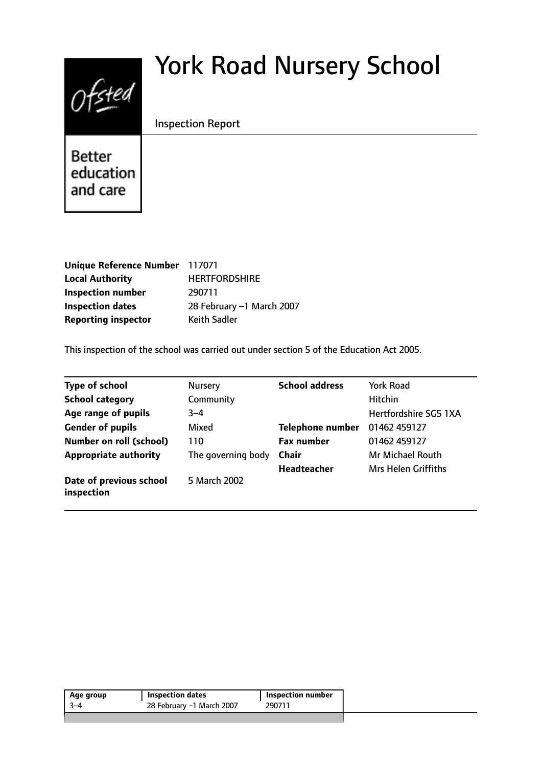# York Road Nursery School

Inspection Report

Better education and care

| | |
|---|---|
| **Unique Reference Number** | 117071 |
| **Local Authority** | HERTFORDSHIRE |
| **Inspection number** | 290711 |
| **Inspection dates** | 28 February –1 March 2007 |
| **Reporting inspector** | Keith Sadler |

This inspection of the school was carried out under section 5 of the Education Act 2005.

| | | | |
|---|---|---|---|
| **Type of school** | Nursery | **School address** | York Road |
| **School category** | Community | | Hitchin |
| **Age range of pupils** | 3–4 | | Hertfordshire SG5 1XA |
| **Gender of pupils** | Mixed | **Telephone number** | 01462 459127 |
| **Number on roll (school)** | 110 | **Fax number** | 01462 459127 |
| **Appropriate authority** | The governing body | **Chair** | Mr Michael Routh |
| | | **Headteacher** | Mrs Helen Griffiths |
| **Date of previous school inspection** | 5 March 2002 | | |

| Age group | Inspection dates | Inspection number |
|---|---|---|
| 3–4 | 28 February –1 March 2007 | 290711 |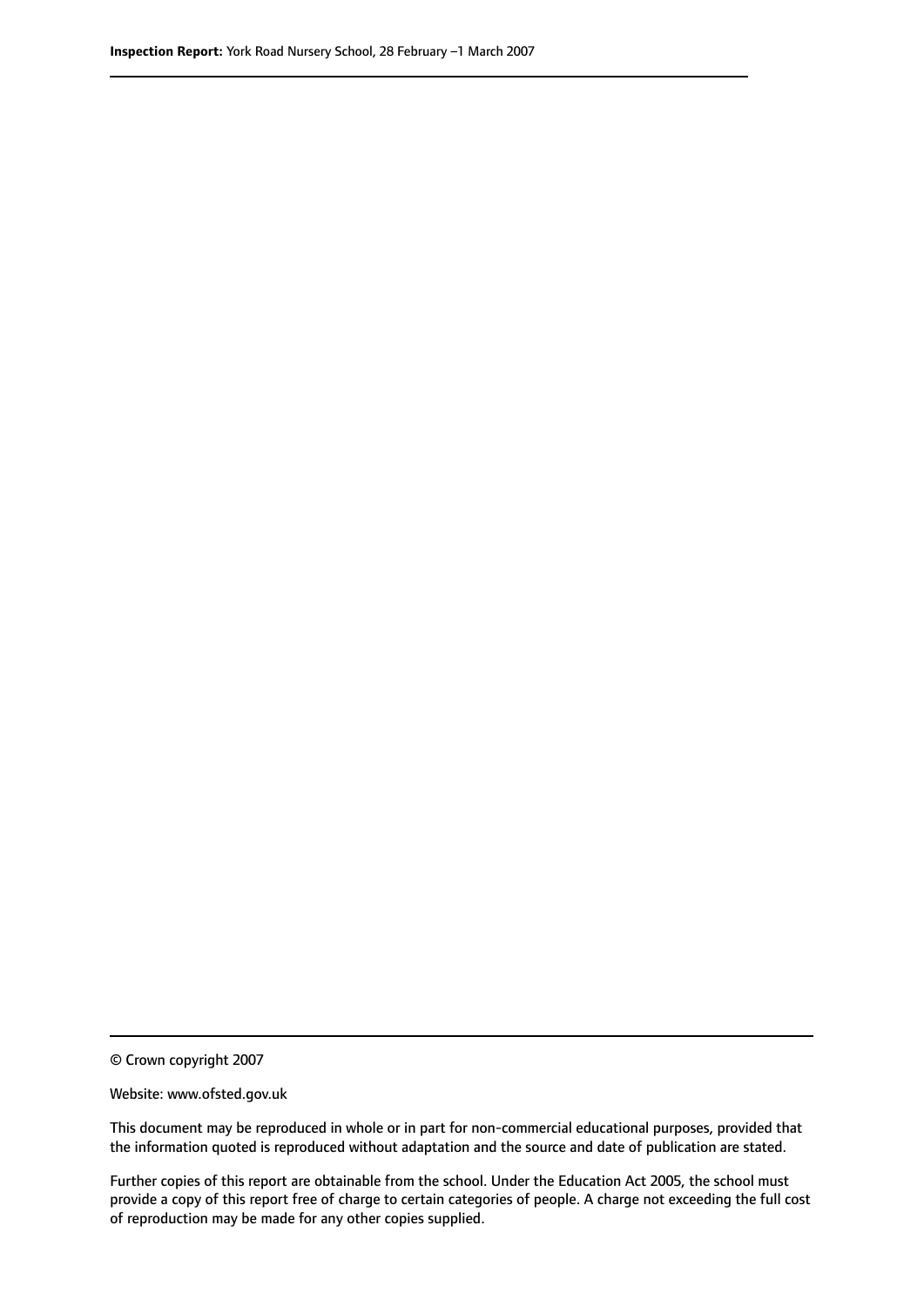© Crown copyright 2007

Website: www.ofsted.gov.uk

This document may be reproduced in whole or in part for non-commercial educational purposes, provided that the information quoted is reproduced without adaptation and the source and date of publication are stated.

Further copies of this report are obtainable from the school. Under the Education Act 2005, the school must provide a copy of this report free of charge to certain categories of people. A charge not exceeding the full cost of reproduction may be made for any other copies supplied.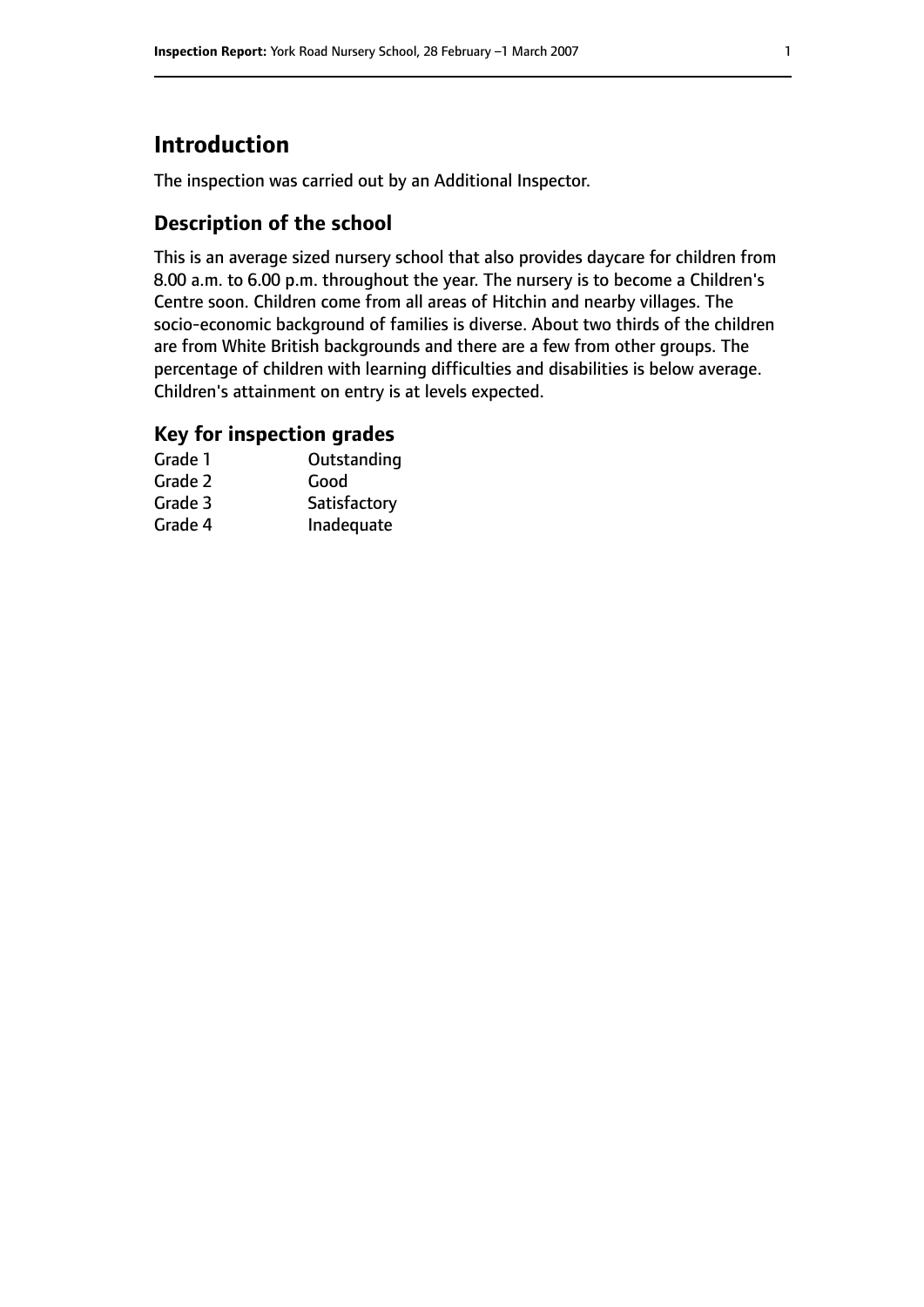# Introduction

The inspection was carried out by an Additional Inspector.

## Description of the school

This is an average sized nursery school that also provides daycare for children from 8.00 a.m. to 6.00 p.m. throughout the year. The nursery is to become a Children's Centre soon. Children come from all areas of Hitchin and nearby villages. The socio-economic background of families is diverse. About two thirds of the children are from White British backgrounds and there are a few from other groups. The percentage of children with learning difficulties and disabilities is below average. Children's attainment on entry is at levels expected.

## Key for inspection grades

| | |
|---|---|
| Grade 1 | Outstanding |
| Grade 2 | Good |
| Grade 3 | Satisfactory |
| Grade 4 | Inadequate |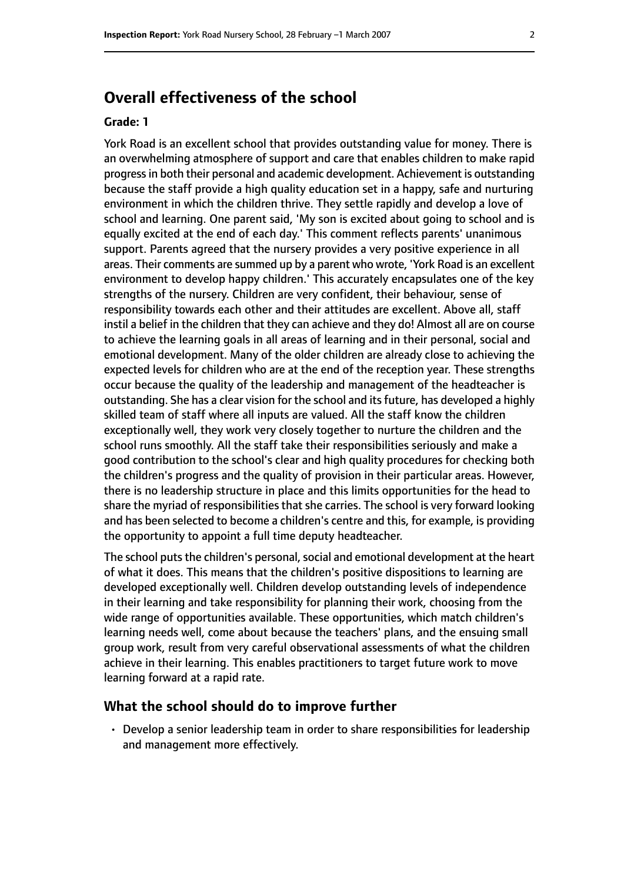# Overall effectiveness of the school

### Grade: 1

York Road is an excellent school that provides outstanding value for money. There is an overwhelming atmosphere of support and care that enables children to make rapid progress in both their personal and academic development. Achievement is outstanding because the staff provide a high quality education set in a happy, safe and nurturing environment in which the children thrive. They settle rapidly and develop a love of school and learning. One parent said, 'My son is excited about going to school and is equally excited at the end of each day.' This comment reflects parents' unanimous support. Parents agreed that the nursery provides a very positive experience in all areas. Their comments are summed up by a parent who wrote, 'York Road is an excellent environment to develop happy children.' This accurately encapsulates one of the key strengths of the nursery. Children are very confident, their behaviour, sense of responsibility towards each other and their attitudes are excellent. Above all, staff instil a belief in the children that they can achieve and they do! Almost all are on course to achieve the learning goals in all areas of learning and in their personal, social and emotional development. Many of the older children are already close to achieving the expected levels for children who are at the end of the reception year. These strengths occur because the quality of the leadership and management of the headteacher is outstanding. She has a clear vision for the school and its future, has developed a highly skilled team of staff where all inputs are valued. All the staff know the children exceptionally well, they work very closely together to nurture the children and the school runs smoothly. All the staff take their responsibilities seriously and make a good contribution to the school's clear and high quality procedures for checking both the children's progress and the quality of provision in their particular areas. However, there is no leadership structure in place and this limits opportunities for the head to share the myriad of responsibilities that she carries. The school is very forward looking and has been selected to become a children's centre and this, for example, is providing the opportunity to appoint a full time deputy headteacher.

The school puts the children's personal, social and emotional development at the heart of what it does. This means that the children's positive dispositions to learning are developed exceptionally well. Children develop outstanding levels of independence in their learning and take responsibility for planning their work, choosing from the wide range of opportunities available. These opportunities, which match children's learning needs well, come about because the teachers' plans, and the ensuing small group work, result from very careful observational assessments of what the children achieve in their learning. This enables practitioners to target future work to move learning forward at a rapid rate.

## What the school should do to improve further

- Develop a senior leadership team in order to share responsibilities for leadership and management more effectively.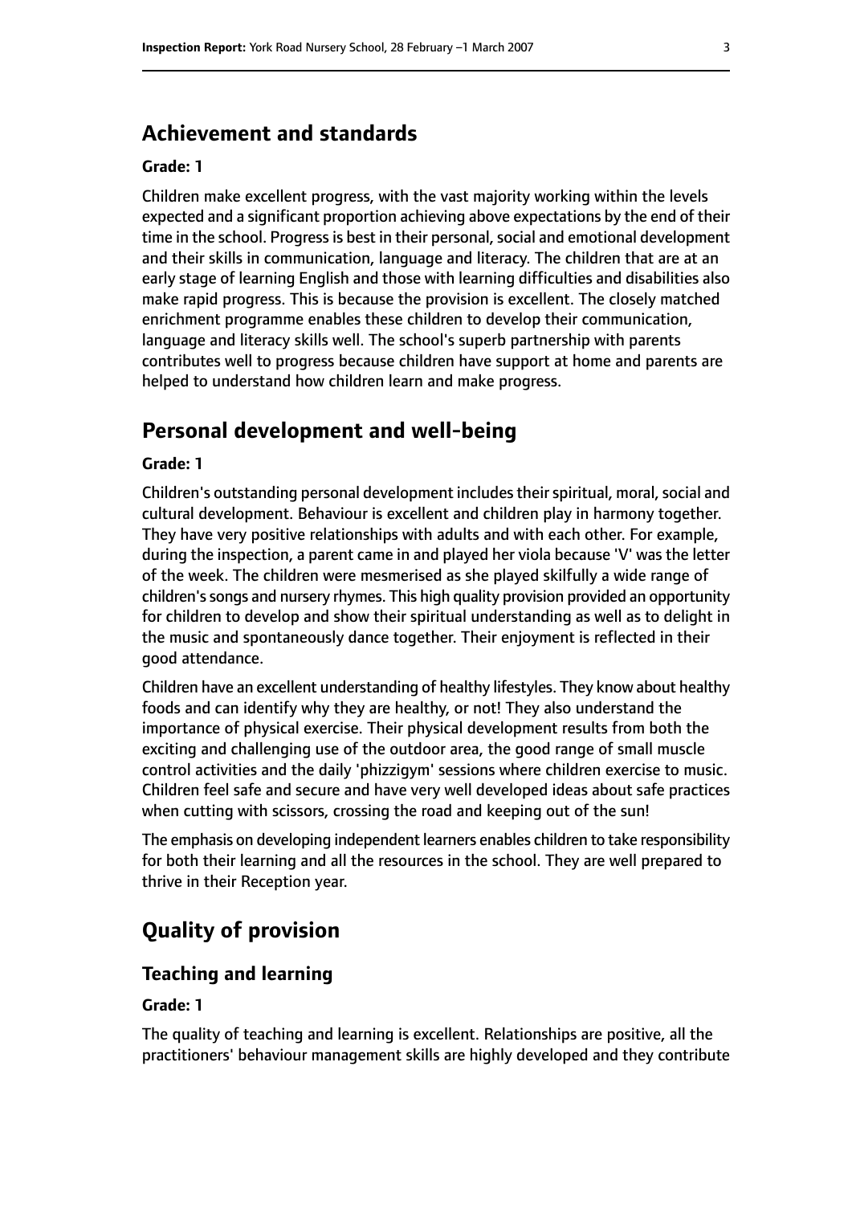## Achievement and standards

**Grade: 1**

Children make excellent progress, with the vast majority working within the levels expected and a significant proportion achieving above expectations by the end of their time in the school. Progress is best in their personal, social and emotional development and their skills in communication, language and literacy. The children that are at an early stage of learning English and those with learning difficulties and disabilities also make rapid progress. This is because the provision is excellent. The closely matched enrichment programme enables these children to develop their communication, language and literacy skills well. The school's superb partnership with parents contributes well to progress because children have support at home and parents are helped to understand how children learn and make progress.

## Personal development and well-being

**Grade: 1**

Children's outstanding personal development includes their spiritual, moral, social and cultural development. Behaviour is excellent and children play in harmony together. They have very positive relationships with adults and with each other. For example, during the inspection, a parent came in and played her viola because 'V' was the letter of the week. The children were mesmerised as she played skilfully a wide range of children's songs and nursery rhymes. This high quality provision provided an opportunity for children to develop and show their spiritual understanding as well as to delight in the music and spontaneously dance together. Their enjoyment is reflected in their good attendance.

Children have an excellent understanding of healthy lifestyles. They know about healthy foods and can identify why they are healthy, or not! They also understand the importance of physical exercise. Their physical development results from both the exciting and challenging use of the outdoor area, the good range of small muscle control activities and the daily 'phizzigym' sessions where children exercise to music. Children feel safe and secure and have very well developed ideas about safe practices when cutting with scissors, crossing the road and keeping out of the sun!

The emphasis on developing independent learners enables children to take responsibility for both their learning and all the resources in the school. They are well prepared to thrive in their Reception year.

## Quality of provision

### Teaching and learning

**Grade: 1**

The quality of teaching and learning is excellent. Relationships are positive, all the practitioners' behaviour management skills are highly developed and they contribute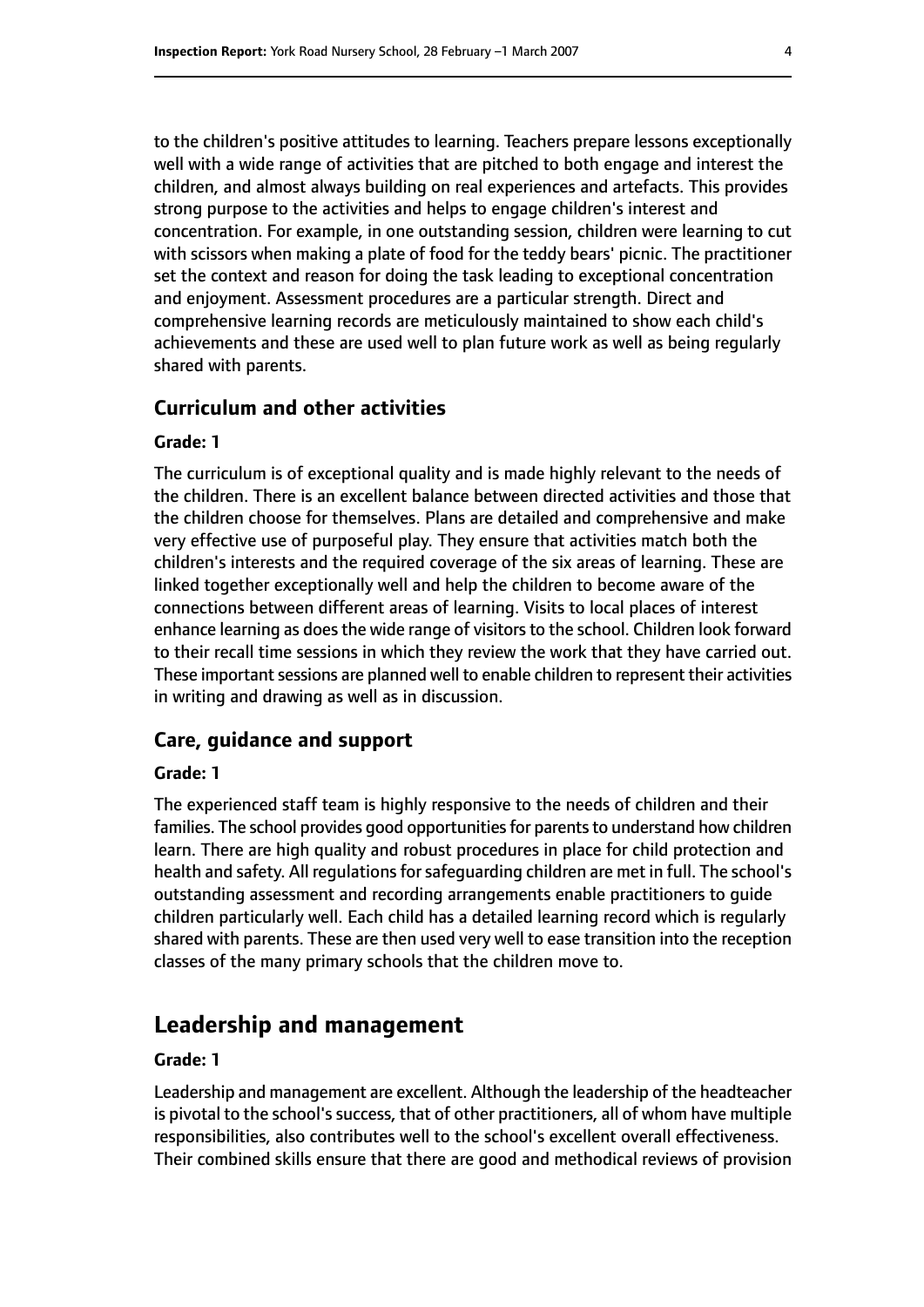to the children's positive attitudes to learning. Teachers prepare lessons exceptionally well with a wide range of activities that are pitched to both engage and interest the children, and almost always building on real experiences and artefacts. This provides strong purpose to the activities and helps to engage children's interest and concentration. For example, in one outstanding session, children were learning to cut with scissors when making a plate of food for the teddy bears' picnic. The practitioner set the context and reason for doing the task leading to exceptional concentration and enjoyment. Assessment procedures are a particular strength. Direct and comprehensive learning records are meticulously maintained to show each child's achievements and these are used well to plan future work as well as being regularly shared with parents.

### Curriculum and other activities

#### Grade: 1

The curriculum is of exceptional quality and is made highly relevant to the needs of the children. There is an excellent balance between directed activities and those that the children choose for themselves. Plans are detailed and comprehensive and make very effective use of purposeful play. They ensure that activities match both the children's interests and the required coverage of the six areas of learning. These are linked together exceptionally well and help the children to become aware of the connections between different areas of learning. Visits to local places of interest enhance learning as does the wide range of visitors to the school. Children look forward to their recall time sessions in which they review the work that they have carried out. These important sessions are planned well to enable children to represent their activities in writing and drawing as well as in discussion.

### Care, guidance and support

#### Grade: 1

The experienced staff team is highly responsive to the needs of children and their families. The school provides good opportunities for parents to understand how children learn. There are high quality and robust procedures in place for child protection and health and safety. All regulations for safeguarding children are met in full. The school's outstanding assessment and recording arrangements enable practitioners to guide children particularly well. Each child has a detailed learning record which is regularly shared with parents. These are then used very well to ease transition into the reception classes of the many primary schools that the children move to.

## Leadership and management

#### Grade: 1

Leadership and management are excellent. Although the leadership of the headteacher is pivotal to the school's success, that of other practitioners, all of whom have multiple responsibilities, also contributes well to the school's excellent overall effectiveness. Their combined skills ensure that there are good and methodical reviews of provision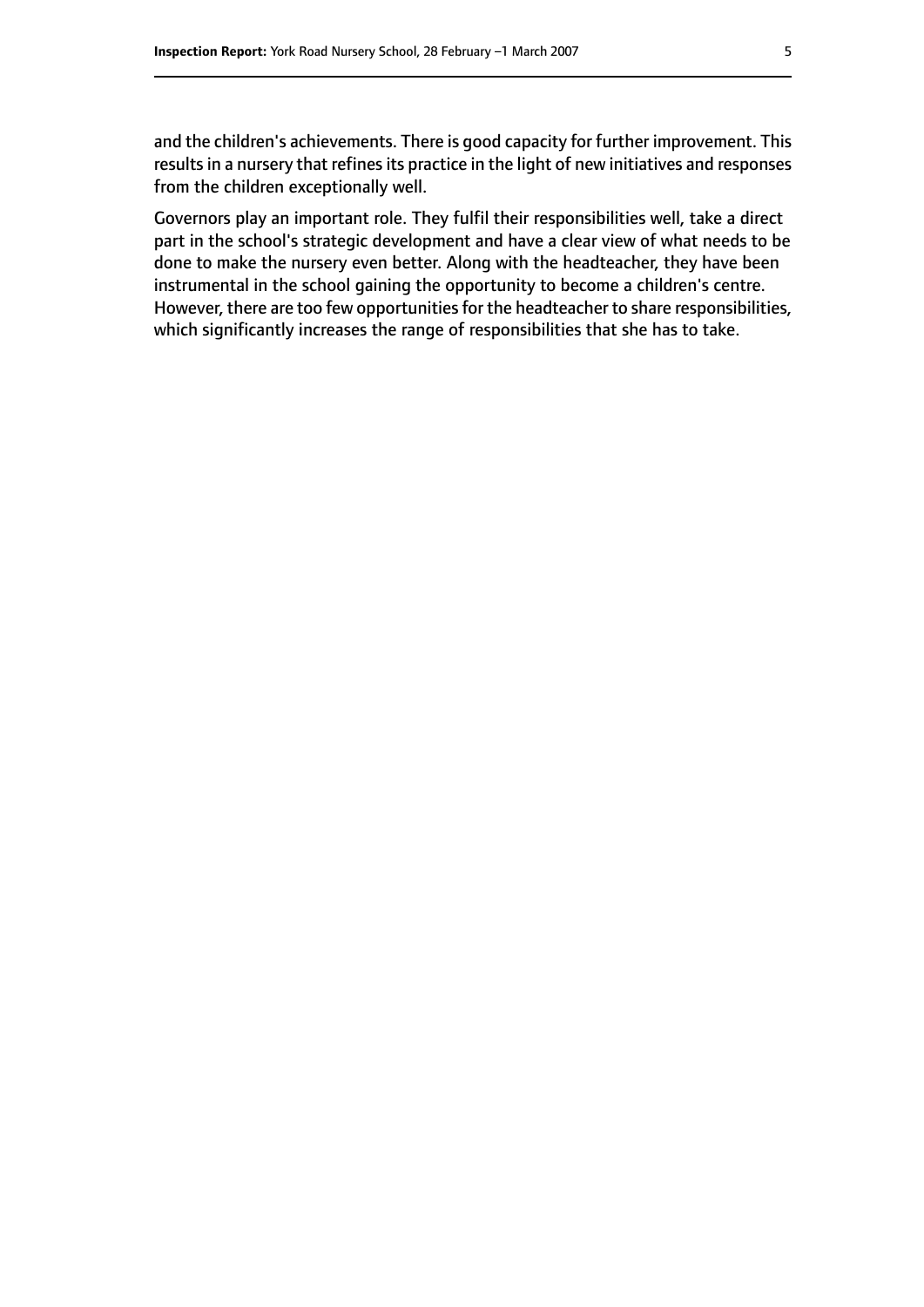and the children's achievements. There is good capacity for further improvement. This results in a nursery that refines its practice in the light of new initiatives and responses from the children exceptionally well.

Governors play an important role. They fulfil their responsibilities well, take a direct part in the school's strategic development and have a clear view of what needs to be done to make the nursery even better. Along with the headteacher, they have been instrumental in the school gaining the opportunity to become a children's centre. However, there are too few opportunities for the headteacher to share responsibilities, which significantly increases the range of responsibilities that she has to take.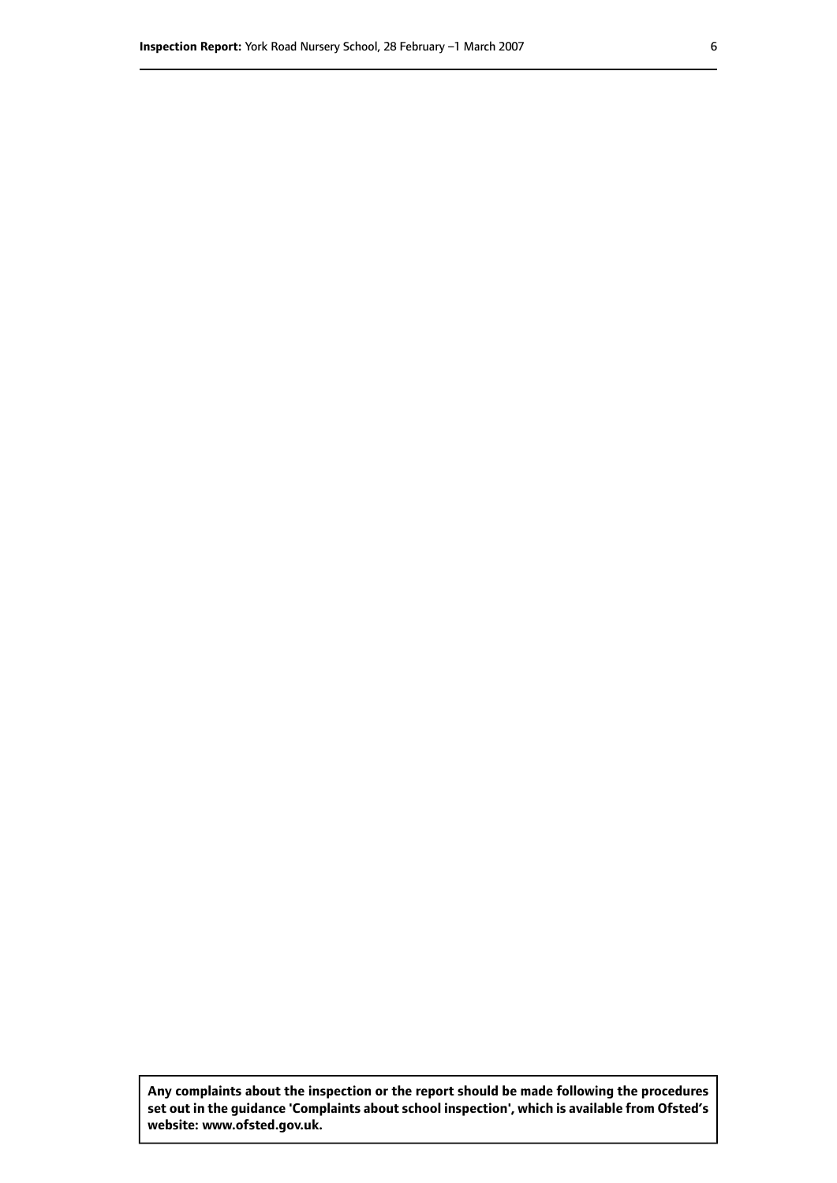**Any complaints about the inspection or the report should be made following the procedures set out in the guidance 'Complaints about school inspection', which is available from Ofsted's website: www.ofsted.gov.uk.**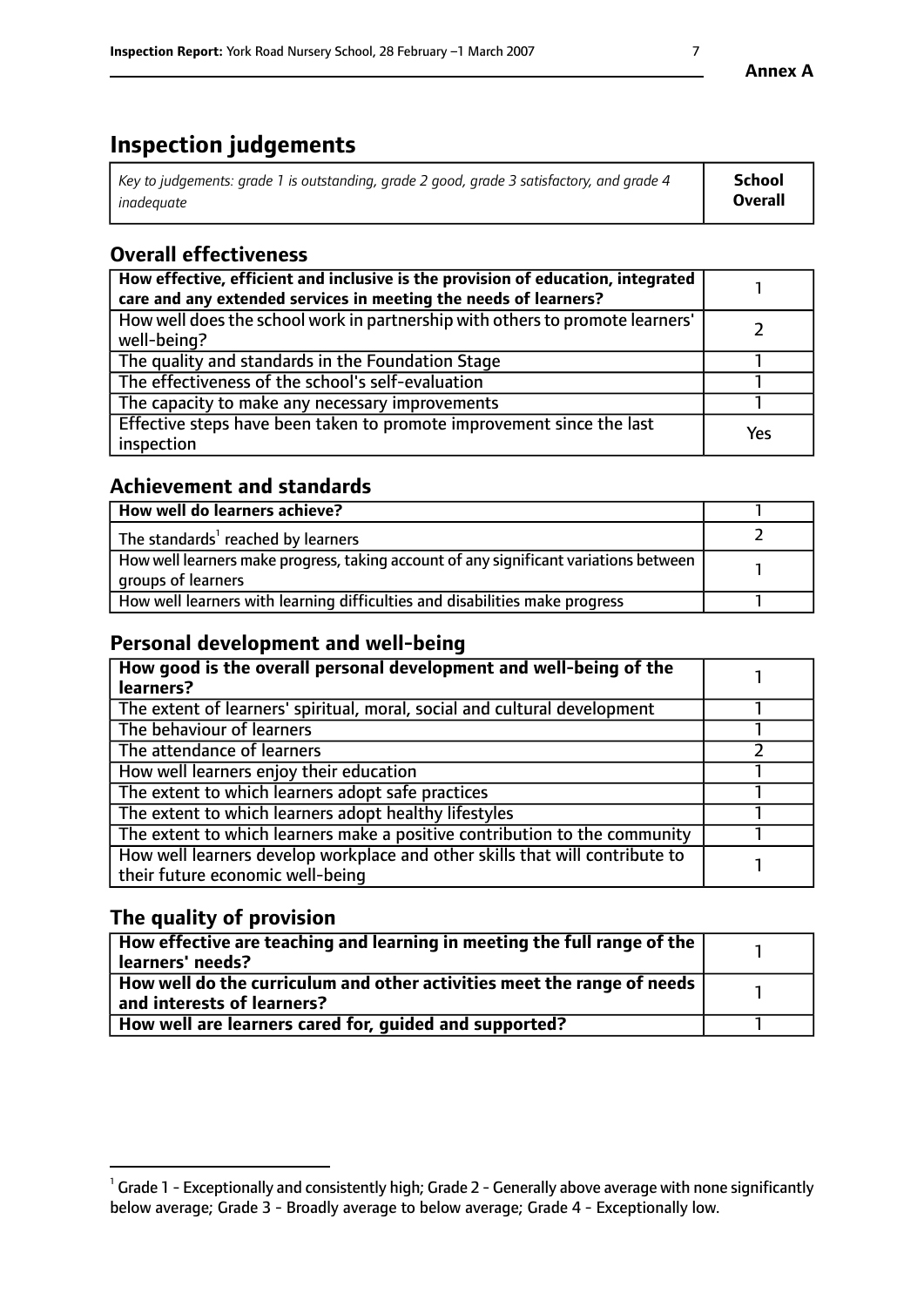**Annex A**

# Inspection judgements

| *Key to judgements: grade 1 is outstanding, grade 2 good, grade 3 satisfactory, and grade 4 inadequate* | **School Overall** |
|---|---|

## Overall effectiveness

| | |
|---|---|
| **How effective, efficient and inclusive is the provision of education, integrated care and any extended services in meeting the needs of learners?** | 1 |
| How well does the school work in partnership with others to promote learners' well-being? | 2 |
| The quality and standards in the Foundation Stage | 1 |
| The effectiveness of the school's self-evaluation | 1 |
| The capacity to make any necessary improvements | 1 |
| Effective steps have been taken to promote improvement since the last inspection | Yes |

## Achievement and standards

| | |
|---|---|
| **How well do learners achieve?** | 1 |
| The standards[1] reached by learners | 2 |
| How well learners make progress, taking account of any significant variations between groups of learners | 1 |
| How well learners with learning difficulties and disabilities make progress | 1 |

## Personal development and well-being

| | |
|---|---|
| **How good is the overall personal development and well-being of the learners?** | 1 |
| The extent of learners' spiritual, moral, social and cultural development | 1 |
| The behaviour of learners | 1 |
| The attendance of learners | 2 |
| How well learners enjoy their education | 1 |
| The extent to which learners adopt safe practices | 1 |
| The extent to which learners adopt healthy lifestyles | 1 |
| The extent to which learners make a positive contribution to the community | 1 |
| How well learners develop workplace and other skills that will contribute to their future economic well-being | 1 |

## The quality of provision

| | |
|---|---|
| **How effective are teaching and learning in meeting the full range of the learners' needs?** | 1 |
| **How well do the curriculum and other activities meet the range of needs and interests of learners?** | 1 |
| **How well are learners cared for, guided and supported?** | 1 |

[1] Grade 1 - Exceptionally and consistently high; Grade 2 - Generally above average with none significantly below average; Grade 3 - Broadly average to below average; Grade 4 - Exceptionally low.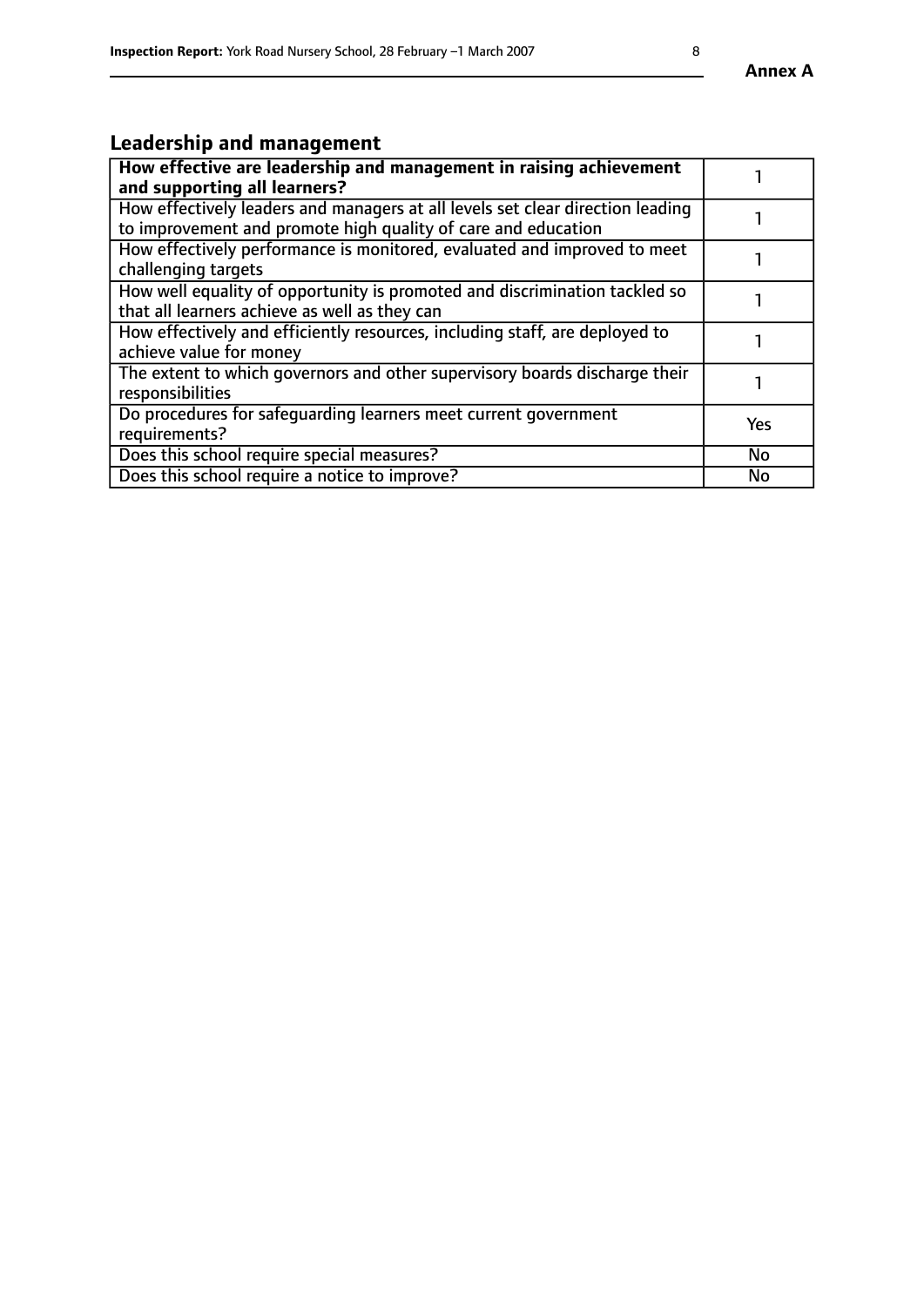## Leadership and management

| **How effective are leadership and management in raising achievement and supporting all learners?** | 1 |
| --- | --- |
| How effectively leaders and managers at all levels set clear direction leading to improvement and promote high quality of care and education | 1 |
| How effectively performance is monitored, evaluated and improved to meet challenging targets | 1 |
| How well equality of opportunity is promoted and discrimination tackled so that all learners achieve as well as they can | 1 |
| How effectively and efficiently resources, including staff, are deployed to achieve value for money | 1 |
| The extent to which governors and other supervisory boards discharge their responsibilities | 1 |
| Do procedures for safeguarding learners meet current government requirements? | Yes |
| Does this school require special measures? | No |
| Does this school require a notice to improve? | No |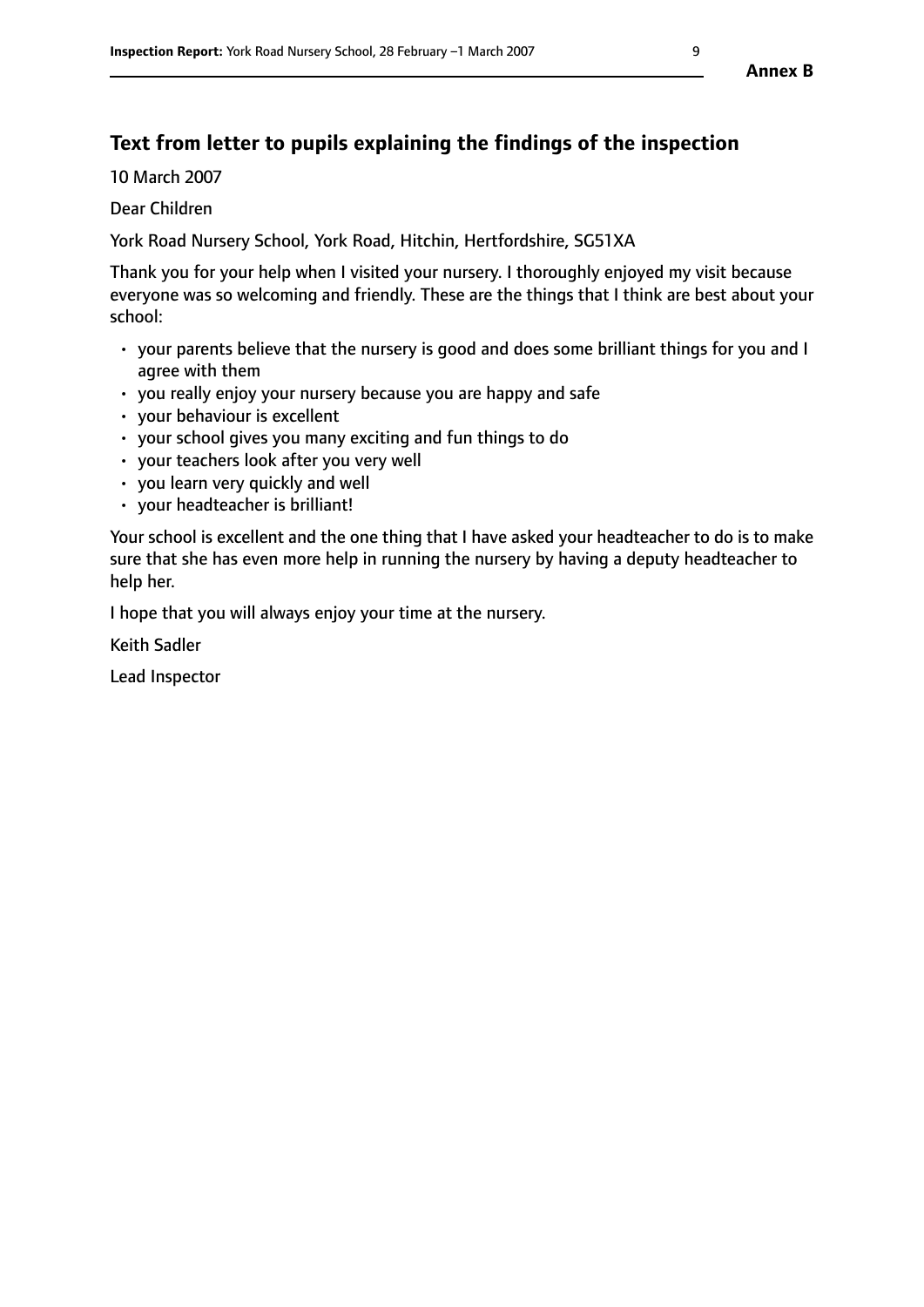## Text from letter to pupils explaining the findings of the inspection

10 March 2007

Dear Children

York Road Nursery School, York Road, Hitchin, Hertfordshire, SG51XA

Thank you for your help when I visited your nursery. I thoroughly enjoyed my visit because everyone was so welcoming and friendly. These are the things that I think are best about your school:

- your parents believe that the nursery is good and does some brilliant things for you and I agree with them
- you really enjoy your nursery because you are happy and safe
- your behaviour is excellent
- your school gives you many exciting and fun things to do
- your teachers look after you very well
- you learn very quickly and well
- your headteacher is brilliant!

Your school is excellent and the one thing that I have asked your headteacher to do is to make sure that she has even more help in running the nursery by having a deputy headteacher to help her.

I hope that you will always enjoy your time at the nursery.

Keith Sadler

Lead Inspector